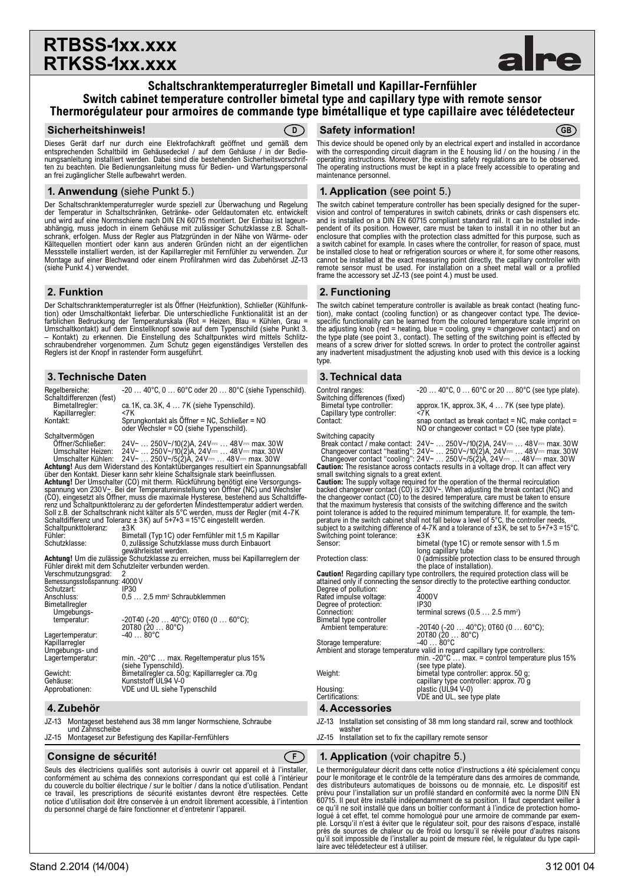# RTBSS-1xx.xxx
# RTKSS-1xx.xxx

alre

## Schaltschranktemperaturregler Bimetall und Kapillar-Fernfühler
## Switch cabinet temperature controller bimetal type and capillary type with remote sensor
## Thermorégulateur pour armoires de commande type bimétallique et type capillaire avec télédetecteur

### Sicherheitshinweis! (D)

Dieses Gerät darf nur durch eine Elektrofachkraft geöffnet und gemäß dem entsprechenden Schaltbild im Gehäusedeckel / auf dem Gehäuse / in der Bedienungsanleitung installiert werden. Dabei sind die bestehenden Sicherheitsvorschriften zu beachten. Die Bedienungsanleitung muss für Bedien- und Wartungspersonal an frei zugänglicher Stelle aufbewahrt werden.

### 1. Anwendung (siehe Punkt 5.)

Der Schaltschranktemperaturregler wurde speziell zur Überwachung und Regelung der Temperatur in Schaltschränken, Getränke- oder Geldautomaten etc. entwickelt und wird auf eine Normschiene nach DIN EN 60715 montiert. Der Einbau ist lageunabhängig, muss jedoch in einem Gehäuse mit zulässiger Schutzklasse z.B. Schaltschrank, erfolgen. Muss der Regler aus Platzgründen in der Nähe von Wärme- oder Kältequellen montiert oder kann aus anderen Gründen nicht an der eigentlichen Messstelle installiert werden, ist der Kapillarregler mit Fernfühler zu verwenden. Zur Montage auf einer Blechwand oder einem Profilrahmen wird das Zubehörset JZ-13 (siehe Punkt 4.) verwendet.

### 2. Funktion

Der Schaltschranktemperaturregler ist als Öffner (Heizfunktion), Schließer (Kühlfunktion) oder Umschaltkontakt lieferbar. Die unterschiedliche Funktionalität ist an der farblichen Bedruckung der Temperaturskala (Rot = Heizen, Blau = Kühlen, Grau = Umschaltkontakt) auf dem Einstellknopf sowie auf dem Typenschild (siehe Punkt 3. – Kontakt) zu erkennen. Die Einstellung des Schaltpunktes wird mittels Schlitzschraubendreher vorgenommen. Zum Schutz gegen eigenständiges Verstellen des Reglers ist der Knopf in rastender Form ausgeführt.

### 3. Technische Daten

Regelbereiche: -20 … 40°C, 0 … 60°C oder 20 … 80°C (siehe Typenschild).
Schaltdifferenzen (fest)
- Bimetallregler: ca. 1K, ca. 3K, 4 … 7K (siehe Typenschild).
- Kapillarregler: <7K

Kontakt: Sprungkontakt als Öffner = NC, Schließer = NO oder Wechsler = CO (siehe Typenschild).

Schaltvermögen
- Öffner/Schließer: 24V~ … 250V~/10(2)A, 24V⎓ … 48V⎓ max. 30W
- Umschalter Heizen: 24V~ … 250V~/10(2)A, 24V⎓ … 48V⎓ max. 30W
- Umschalter Kühlen: 24V~ … 250V~/5(2)A, 24V⎓ … 48V⎓ max. 30W

**Achtung!** Aus dem Widerstand des Kontaktüberganges resultiert ein Spannungsabfall über den Kontakt. Dieser kann sehr kleine Schaltsignale stark beeinflussen.
**Achtung!** Der Umschalter (CO) mit therm. Rückführung benötigt eine Versorgungsspannung von 230V~. Bei der Temperatureinstellung von Öffner (NC) und Wechsler (CO), eingesetzt als Öffner, muss die maximale Hysterese, bestehend aus Schaltdifferenz und Schaltpunkttoleranz zu der geforderten Mindesttemperatur addiert werden. Soll z.B. der Schaltschrank nicht kälter als 5°C werden, muss der Regler (mit 4-7K Schaltdifferenz und Toleranz ± 3K) auf 5+7+3 = 15°C eingestellt werden.

Schaltpunkttoleranz: ±3K
Fühler: Bimetall (Typ 1C) oder Fernfühler mit 1,5 m Kapillar
Schutzklasse: 0, zulässige Schutzklasse muss durch Einbauort gewährleistet werden.

**Achtung!** Um die zulässige Schutzklasse zu erreichen, muss bei Kapillarreglern der Fühler direkt mit dem Schutzleiter verbunden werden.

Verschmutzungsgrad: 2
Bemessungsstoßspannung: 4000V
Schutzart: IP30
Anschluss: 0,5 … 2,5 mm² Schraubklemmen
Bimetallregler
- Umgebungstemperatur: -20T40 (-20 … 40°C); 0T60 (0 … 60°C); 20T80 (20 … 80°C)
- Lagertemperatur: -40 … 80°C

Kapillarregler
- Umgebungs- und Lagertemperatur: min. -20°C … max. Regeltemperatur plus 15% (siehe Typenschild).

Gewicht: Bimetallregler ca. 50 g; Kapillarregler ca. 70 g
Gehäuse: Kunststoff UL94 V-0
Approbationen: VDE und UL siehe Typenschild

### 4. Zubehör

JZ-13 Montageset bestehend aus 38 mm langer Normschiene, Schraube und Zahnscheibe
JZ-15 Montageset zur Befestigung des Kapillar-Fernfühlers

### Safety information! (GB)

This device should be opened only by an electrical expert and installed in accordance with the corresponding circuit diagram in the E housing lid / on the housing / in the operating instructions. Moreover, the existing safety regulations are to be observed. The operating instructions must be kept in a place freely accessible to operating and maintenance personnel.

### 1. Application (see point 5.)

The switch cabinet temperature controller has been specially designed for the supervision and control of temperatures in switch cabinets, drinks or cash dispensers etc. and is installed on a DIN EN 60715 compliant standard rail. It can be installed independent of its position. However, care must be taken to install it in no other but an enclosure that complies with the protection class admitted for this purpose, such as a switch cabinet for example. In cases where the controller, for reason of space, must be installed close to heat or refrigeration sources or where it, for some other reasons, cannot be installed at the exact measuring point directly, the capillary controller with remote sensor must be used. For installation on a sheet metal wall or a profiled frame the accessory set JZ-13 (see point 4.) must be used.

### 2. Functioning

The switch cabinet temperature controller is available as break contact (heating function), make contact (cooling function) or as changeover contact type. The device-specific functionality can be learned from the coloured temperature scale imprint on the adjusting knob (red = heating, blue = cooling, grey = changeover contact) and on the type plate (see point 3., contact). The setting of the switching point is effected by means of a screw driver for slotted screws. In order to protect the controller against any inadvertent misadjustment the adjusting knob used with this device is a locking type.

### 3. Technical data

Control ranges: -20 … 40°C, 0 … 60°C or 20 … 80°C (see type plate).
Switching differences (fixed)
- Bimetal type controller: approx. 1K, approx. 3K, 4 … 7K (see type plate).
- Capillary type controller: <7K

Contact: snap contact as break contact = NC, make contact = NO or changeover contact = CO (see type plate).

Switching capacity
- Break contact / make contact: 24V~ … 250V~/10(2)A, 24V⎓ … 48V⎓ max. 30W
- Changeover contact "heating": 24V~ … 250V~/10(2)A, 24V⎓ … 48V⎓ max. 30W
- Changeover contact "cooling": 24V~ … 250V~/5(2)A, 24V⎓ … 48V⎓ max. 30W

**Caution:** The resistance across contacts results in a voltage drop. It can affect very small switching signals to a great extent.
**Caution:** The supply voltage required for the operation of the thermal recirculation backed changeover contact (CO) is 230V~. When adjusting the break contact (NC) and the changeover contact (CO) to the desired temperature, care must be taken to ensure that the maximum hysteresis that consists of the switching difference and the switch point tolerance is added to the required minimum temperature. If, for example, the temperature in the switch cabinet shall not fall below a level of 5°C, the controller needs, subject to a switching difference of 4-7K and a tolerance of ±3K, be set to 5+7+3 = 15°C.

Switching point tolerance: ±3K
Sensor: bimetal (type 1C) or remote sensor with 1.5 m long capillary tube
Protection class: 0 (admissible protection class to be ensured through the place of installation).

**Caution!** Regarding capillary type controllers, the required protection class will be attained only if connecting the sensor directly to the protective earthing conductor.

Degree of pollution: 2
Rated impulse voltage: 4000V
Degree of protection: IP30
Connection: terminal screws (0.5 … 2.5 mm²)
Bimetal type controller
- Ambient temperature: -20T40 (-20 … 40°C); 0T60 (0 … 60°C); 20T80 (20 … 80°C)
- Storage temperature: -40 … 80°C

Ambient and storage temperature valid in regard capillary type controllers: min. -20°C … max. = control temperature plus 15% (see type plate).

Weight: bimetal type controller: approx. 50 g; capillary type controller: approx. 70 g
Housing: plastic (UL94 V-0)
Certifications: VDE and UL, see type plate

### 4. Accessories

JZ-13 Installation set consisting of 38 mm long standard rail, screw and toothlock washer
JZ-15 Installation set to fix the capillary remote sensor

### Consigne de sécurité! (F)

Seuls des électriciens qualifiés sont autorisés à ouvrir cet appareil et à l'installer, conformément au schéma des connexions correspondant qui est collé à l'intérieur du couvercle du boîtier électrique / sur le boîtier / dans la notice d'utilisation. Pendant ce travail, les prescriptions de sécurité existantes devront être respectées. Cette notice d'utilisation doit être conservée à un endroit librement accessible, à l'intention du personnel chargé de faire fonctionner et d'entretenir l'appareil.

### 1. Application (voir chapitre 5.)

Le thermorégulateur décrit dans cette notice d'instructions a été spécialement conçu pour le monitorage et le contrôle de la température dans des armoires de commande, des distributeurs automatiques de boissons ou de monnaie, etc. Le dispositif est prévu pour l'installation sur un profilé standard en conformité avec la norme DIN EN 60715. Il peut être installé indépendamment de sa position. Il faut cependant veiller à ce qu'il ne soit installé que dans un boîtier conforme à l'indice de protection homologué à cet effet, tel comme homologué pour une armoire de commande par exemple. Lorsqu'il n'est à éviter que le régulateur soit, pour des raisons d'espace, installé près de sources de chaleur ou de froid ou lorsqu'il se révèle pour d'autres raisons qu'il soit impossible de l'installer au point de mesure réel, le régulateur du type capillaire avec télédetecteur est à utiliser.

Stand 2.2014 (14/004) — 312 001 04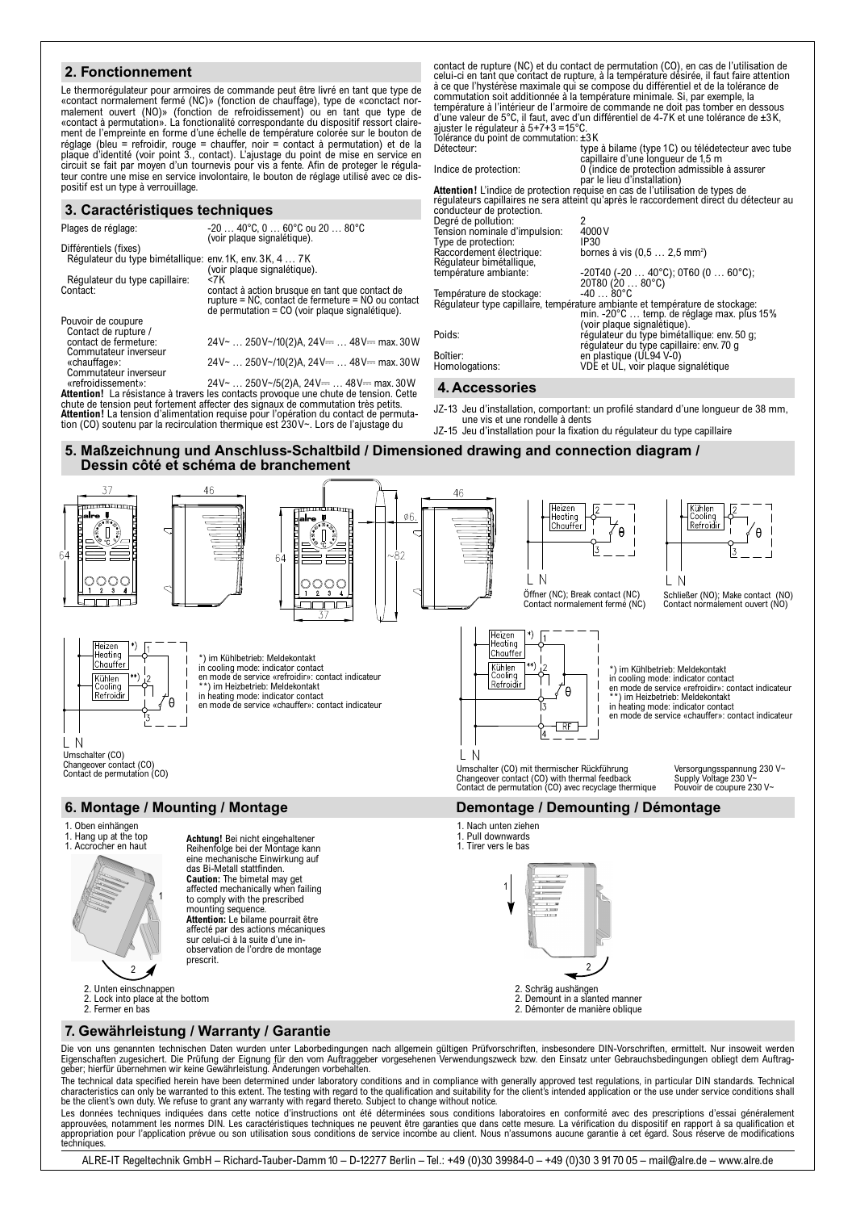## 2. Fonctionnement

Le thermorégulateur pour armoires de commande peut être livré en tant que type de «contact normalement fermé (NC)» (fonction de chauffage), type de «conctact normalement ouvert (NO)» (fonction de refroidissement) ou en tant que type de «contact à permutation». La fonctionalité correspondante du dispositif ressort clairement de l'empreinte en forme d'une échelle de température colorée sur le bouton de réglage (bleu = refroidir, rouge = chauffer, noir = contact à permutation) et de la plaque d'identité (voir point 3., contact). L'ajustage du point de mise en service en circuit se fait par moyen d'un tournevis pour vis à fente. Afin de protéger le régulateur contre une mise en service involontaire, le bouton de réglage utilisé avec ce dispositif est un type à verrouillage.

## 3. Caractéristiques techniques

| | |
|---|---|
| Plages de réglage: | -20 … 40°C, 0 … 60°C ou 20 … 80°C (voir plaque signalétique). |
| Différentiels (fixes) | |
| Régulateur du type bimétallique: | env. 1K, env. 3K, 4 … 7K (voir plaque signalétique). |
| Régulateur du type capillaire: | <7K |
| Contact: | contact à action brusque en tant que contact de rupture = NC, contact de fermeture = NO ou contact de permutation = CO (voir plaque signalétique). |
| Pouvoir de coupure | |
| Contact de rupture / contact de fermeture: | 24V~ … 250V~/10(2)A, 24V⎓ … 48V⎓ max. 30W |
| Commutateur inverseur «chauffage»: | 24V~ … 250V~/10(2)A, 24V⎓ … 48V⎓ max. 30W |
| Commutateur inverseur «refroidissement»: | 24V~ … 250V~/5(2)A, 24V⎓ … 48V⎓ max. 30W |

**Attention!** La résistance à travers les contacts provoque une chute de tension. Cette chute de tension peut fortement affecter des signaux de commutation très petits.
**Attention!** La tension d'alimentation requise pour l'opération du contact de permutation (CO) soutenu par la recirculation thermique est 230V~. Lors de l'ajustage du contact de rupture (NC) et du contact de permutation (CO), en cas de l'utilisation de celui-ci en tant que contact de rupture, à la température désirée, il faut faire attention à ce que l'hystérèse maximale qui se compose du différentiel et de la tolérance de commutation soit additionnée à la température minimale. Si, par exemple, la température à l'intérieur de l'armoire de commande ne doit pas tomber en dessous d'une valeur de 5°C, il faut, avec d'un différentiel de 4-7K et une tolérance de ±3K, ajuster le régulateur à 5+7+3 =15°C.

| | |
|---|---|
| Tolérance du point de commutation: | ±3K |
| Détecteur: | type à bilame (type 1C) ou télédetecteur avec tube capillaire d'une longueur de 1,5 m |
| Indice de protection: | 0 (indice de protection admissible à assurer par le lieu d'installation) |

**Attention!** L'indice de protection requise en cas de l'utilisation de types de régulateurs capillaires ne sera atteint qu'après le raccordement direct du détecteur au conducteur de protection.

| | |
|---|---|
| Degré de pollution: | 2 |
| Tension nominale d'impulsion: | 4000V |
| Type de protection: | IP30 |
| Raccordement électrique: | bornes à vis (0,5 … 2,5 mm²) |
| Régulateur bimétallique, température ambiante: | -20T40 (-20 … 40°C); 0T60 (0 … 60°C); 20T80 (20 … 80°C) |
| Température de stockage: | -40 … 80°C |
| Régulateur type capillaire, température ambiante et température de stockage: | min. -20°C … temp. de réglage max. plus 15% (voir plaque signalétique). |
| Poids: | régulateur du type bimétallique: env. 50 g; régulateur du type capillaire: env. 70 g |
| Boîtier: | en plastique (UL94 V-0) |
| Homologations: | VDE et UL, voir plaque signalétique |

## 4. Accessories

JZ-13 Jeu d'installation, comportant: un profilé standard d'une longueur de 38 mm, une vis et une rondelle à dents
JZ-15 Jeu d'installation pour la fixation du régulateur du type capillaire

## 5. Maßzeichnung und Anschluss-Schaltbild / Dimensioned drawing and connection diagram / Dessin côté et schéma de branchement

37
46
64
46
64
37
ø6
~82

Heizen / Heating / Chauffer
2
3
L N
θ
Öffner (NC); Break contact (NC)
Contact normalement fermé (NC)

Kühlen / Cooling / Refroidir
2
3
L N
θ
Schließer (NO); Make contact (NO)
Contact normalement ouvert (NO)

Heizen / Heating / Chauffer *)
Kühlen / Cooling / Refroidir **)
1
2
3
L N
θ
Umschalter (CO)
Changeover contact (CO)
Contact de permutation (CO)

*) im Kühlbetrieb: Meldekontakt
in cooling mode: indicator contact
en mode de service «refroidir»: contact indicateur
**) im Heizbetrieb: Meldekontakt
in heating mode: indicator contact
en mode de service «chauffer»: contact indicateur

Heizen / Heating / Chauffer *)
Kühlen / Cooling / Refroidir **)
1
2
3
4
RF
L N
θ
Umschalter (CO) mit thermischer Rückführung
Changeover contact (CO) with thermal feedback
Contact de permutation (CO) avec recyclage thermique

Versorgungsspannung 230 V~
Supply Voltage 230 V~
Pouvoir de coupure 230 V~

*) im Kühlbetrieb: Meldekontakt
in cooling mode: indicator contact
en mode de service «refroidir»: contact indicateur
**) im Heizbetrieb: Meldekontakt
in heating mode: indicator contact
en mode de service «chauffer»: contact indicateur

## 6. Montage / Mounting / Montage

1. Oben einhängen
1. Hang up at the top
1. Accrocher en haut

**Achtung!** Bei nicht eingehaltener Reihenfolge bei der Montage kann eine mechanische Einwirkung auf das Bi-Metall stattfinden.
**Caution:** The bimetal may get affected mechanically when failing to comply with the prescribed mounting sequence.
**Attention:** Le bilame pourrait être affecté par des actions mécaniques sur celui-ci à la suite d'une inobservation de l'ordre de montage prescrit.

2. Unten einschnappen
2. Lock into place at the bottom
2. Fermer en bas

## Demontage / Demounting / Démontage

1. Nach unten ziehen
1. Pull downwards
1. Tirer vers le bas

2. Schräg aushängen
2. Demount in a slanted manner
2. Démonter de manière oblique

## 7. Gewährleistung / Warranty / Garantie

Die von uns genannten technischen Daten wurden unter Laborbedingungen nach allgemein gültigen Prüfvorschriften, insbesondere DIN-Vorschriften, ermittelt. Nur insoweit werden Eigenschaften zugesichert. Die Prüfung der Eignung für den vom Auftraggeber vorgesehenen Verwendungszweck bzw. den Einsatz unter Gebrauchsbedingungen obliegt dem Auftraggeber; hierfür übernehmen wir keine Gewährleistung. Änderungen vorbehalten.

The technical data specified herein have been determined under laboratory conditions and in compliance with generally approved test regulations, in particular DIN standards. Technical characteristics can only be warranted to this extent. The testing with regard to the qualification and suitability for the client's intended application or the use under service conditions shall be the client's own duty. We refuse to grant any warranty with regard thereto. Subject to change without notice.

Les données techniques indiquées dans cette notice d'instructions ont été déterminées sous conditions laboratoires en conformité avec des prescriptions d'essai généralement approuvées, notamment les normes DIN. Les caractéristiques techniques ne peuvent être garanties que dans cette mesure. La vérification du dispositif en rapport à sa qualification et appropriation pour l'application prévue ou son utilisation sous conditions de service incombe au client. Nous n'assumons aucune garantie à cet égard. Sous réserve de modifications techniques.

ALRE-IT Regeltechnik GmbH – Richard-Tauber-Damm 10 – D-12277 Berlin – Tel.: +49 (0)30 39984-0 – +49 (0)30 3 91 70 05 – mail@alre.de – www.alre.de